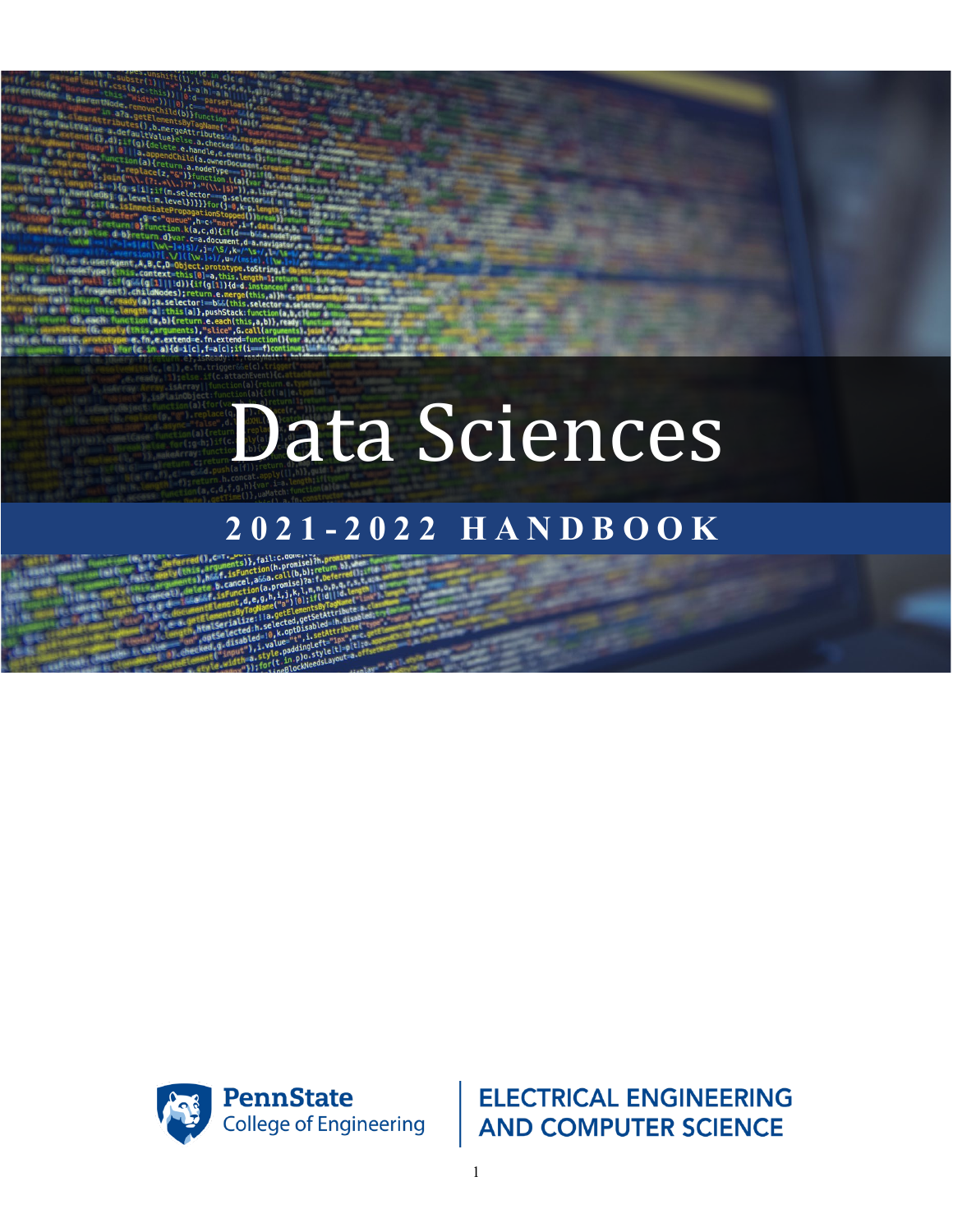# Data Sciences

## 2021-2022 HANDBOOK

PennState College of Engineering

ELECTRICAL ENGINEERING AND COMPUTER SCIENCE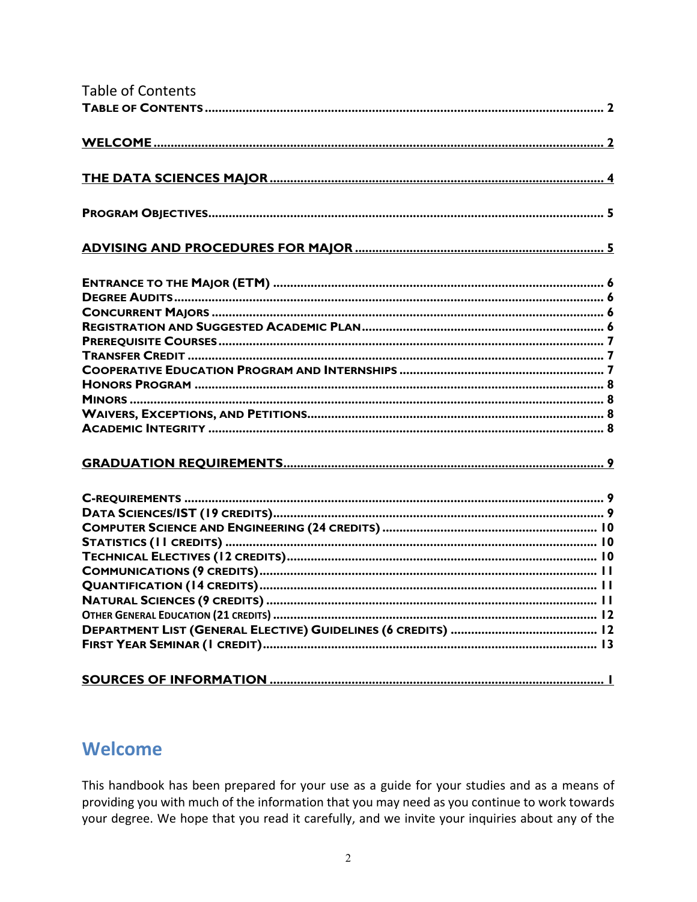Table of Contents

**TABLE OF CONTENTS** ........................................................................................................ 2

**WELCOME** ........................................................................................................ 2

**THE DATA SCIENCES MAJOR** ........................................................................................................ 4

**PROGRAM OBJECTIVES** ........................................................................................................ 5

**ADVISING AND PROCEDURES FOR MAJOR** ........................................................................................................ 5

**ENTRANCE TO THE MAJOR (ETM)** ........................................................................................................ 6
**DEGREE AUDITS** ........................................................................................................ 6
**CONCURRENT MAJORS** ........................................................................................................ 6
**REGISTRATION AND SUGGESTED ACADEMIC PLAN** ........................................................................................................ 6
**PREREQUISITE COURSES** ........................................................................................................ 7
**TRANSFER CREDIT** ........................................................................................................ 7
**COOPERATIVE EDUCATION PROGRAM AND INTERNSHIPS** ........................................................................................................ 7
**HONORS PROGRAM** ........................................................................................................ 8
**MINORS** ........................................................................................................ 8
**WAIVERS, EXCEPTIONS, AND PETITIONS** ........................................................................................................ 8
**ACADEMIC INTEGRITY** ........................................................................................................ 8

**GRADUATION REQUIREMENTS** ........................................................................................................ 9

**C-REQUIREMENTS** ........................................................................................................ 9
**DATA SCIENCES/IST (19 CREDITS)** ........................................................................................................ 9
**COMPUTER SCIENCE AND ENGINEERING (24 CREDITS)** ........................................................................................................ 10
**STATISTICS (11 CREDITS)** ........................................................................................................ 10
**TECHNICAL ELECTIVES (12 CREDITS)** ........................................................................................................ 10
**COMMUNICATIONS (9 CREDITS)** ........................................................................................................ 11
**QUANTIFICATION (14 CREDITS)** ........................................................................................................ 11
**NATURAL SCIENCES (9 CREDITS)** ........................................................................................................ 11
**OTHER GENERAL EDUCATION (21 CREDITS)** ........................................................................................................ 12
**DEPARTMENT LIST (GENERAL ELECTIVE) GUIDELINES (6 CREDITS)** ........................................................................................................ 12
**FIRST YEAR SEMINAR (1 CREDIT)** ........................................................................................................ 13

**SOURCES OF INFORMATION** ........................................................................................................ 1

## Welcome

This handbook has been prepared for your use as a guide for your studies and as a means of providing you with much of the information that you may need as you continue to work towards your degree. We hope that you read it carefully, and we invite your inquiries about any of the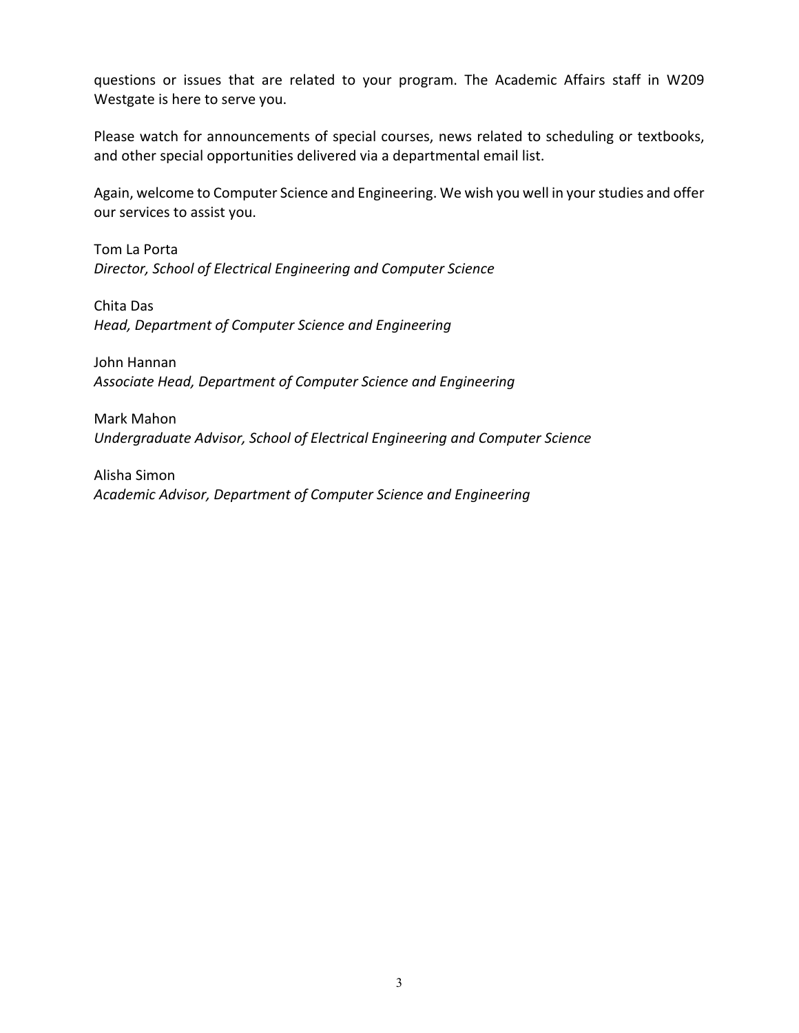questions or issues that are related to your program. The Academic Affairs staff in W209 Westgate is here to serve you.

Please watch for announcements of special courses, news related to scheduling or textbooks, and other special opportunities delivered via a departmental email list.

Again, welcome to Computer Science and Engineering. We wish you well in your studies and offer our services to assist you.

Tom La Porta
*Director, School of Electrical Engineering and Computer Science*

Chita Das
*Head, Department of Computer Science and Engineering*

John Hannan
*Associate Head, Department of Computer Science and Engineering*

Mark Mahon
*Undergraduate Advisor, School of Electrical Engineering and Computer Science*

Alisha Simon
*Academic Advisor, Department of Computer Science and Engineering*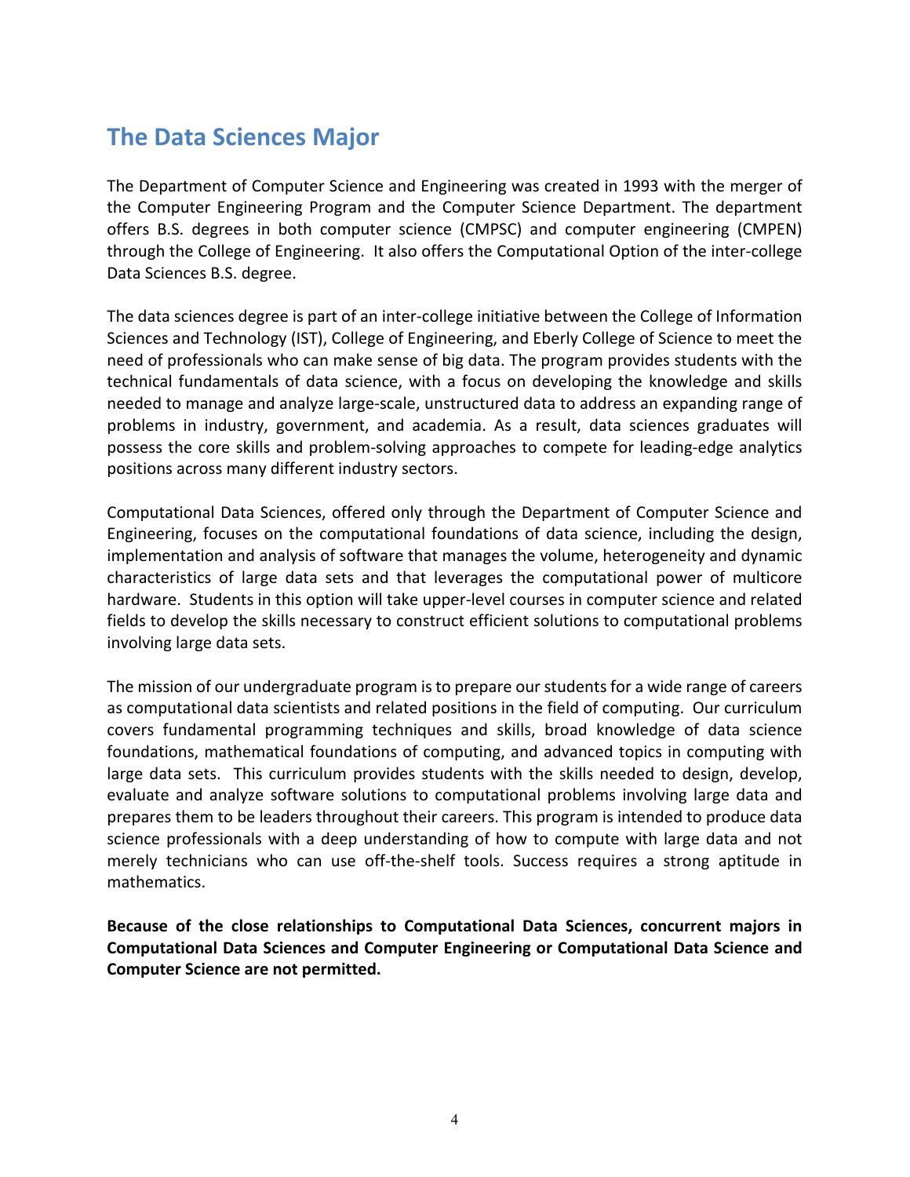## The Data Sciences Major

The Department of Computer Science and Engineering was created in 1993 with the merger of the Computer Engineering Program and the Computer Science Department. The department offers B.S. degrees in both computer science (CMPSC) and computer engineering (CMPEN) through the College of Engineering. It also offers the Computational Option of the inter-college Data Sciences B.S. degree.

The data sciences degree is part of an inter-college initiative between the College of Information Sciences and Technology (IST), College of Engineering, and Eberly College of Science to meet the need of professionals who can make sense of big data. The program provides students with the technical fundamentals of data science, with a focus on developing the knowledge and skills needed to manage and analyze large-scale, unstructured data to address an expanding range of problems in industry, government, and academia. As a result, data sciences graduates will possess the core skills and problem-solving approaches to compete for leading-edge analytics positions across many different industry sectors.

Computational Data Sciences, offered only through the Department of Computer Science and Engineering, focuses on the computational foundations of data science, including the design, implementation and analysis of software that manages the volume, heterogeneity and dynamic characteristics of large data sets and that leverages the computational power of multicore hardware. Students in this option will take upper-level courses in computer science and related fields to develop the skills necessary to construct efficient solutions to computational problems involving large data sets.

The mission of our undergraduate program is to prepare our students for a wide range of careers as computational data scientists and related positions in the field of computing. Our curriculum covers fundamental programming techniques and skills, broad knowledge of data science foundations, mathematical foundations of computing, and advanced topics in computing with large data sets. This curriculum provides students with the skills needed to design, develop, evaluate and analyze software solutions to computational problems involving large data and prepares them to be leaders throughout their careers. This program is intended to produce data science professionals with a deep understanding of how to compute with large data and not merely technicians who can use off-the-shelf tools. Success requires a strong aptitude in mathematics.

**Because of the close relationships to Computational Data Sciences, concurrent majors in Computational Data Sciences and Computer Engineering or Computational Data Science and Computer Science are not permitted.**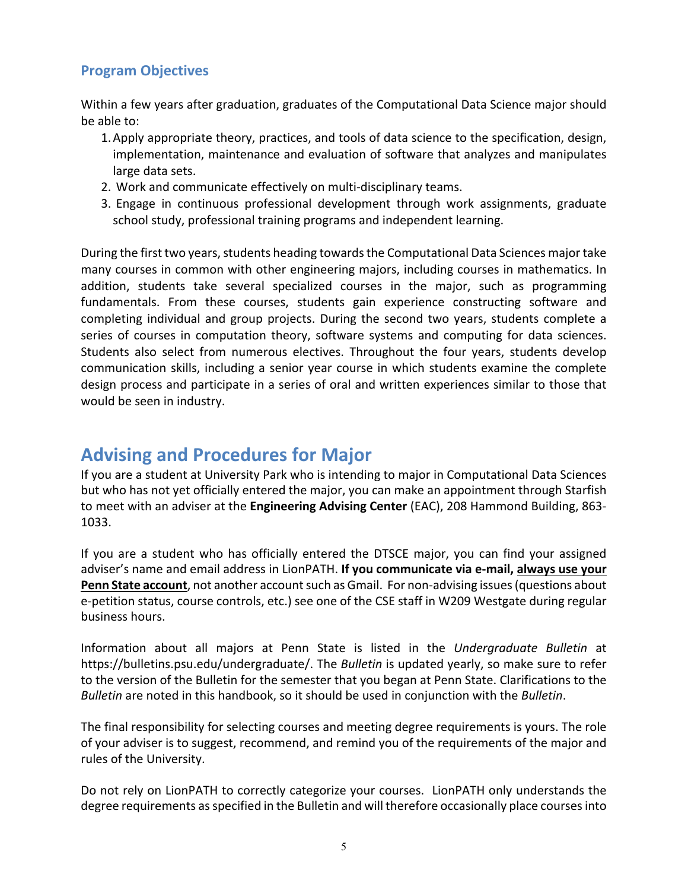### Program Objectives

Within a few years after graduation, graduates of the Computational Data Science major should be able to:

1. Apply appropriate theory, practices, and tools of data science to the specification, design, implementation, maintenance and evaluation of software that analyzes and manipulates large data sets.
2. Work and communicate effectively on multi-disciplinary teams.
3. Engage in continuous professional development through work assignments, graduate school study, professional training programs and independent learning.

During the first two years, students heading towards the Computational Data Sciences major take many courses in common with other engineering majors, including courses in mathematics. In addition, students take several specialized courses in the major, such as programming fundamentals. From these courses, students gain experience constructing software and completing individual and group projects. During the second two years, students complete a series of courses in computation theory, software systems and computing for data sciences. Students also select from numerous electives. Throughout the four years, students develop communication skills, including a senior year course in which students examine the complete design process and participate in a series of oral and written experiences similar to those that would be seen in industry.

## Advising and Procedures for Major

If you are a student at University Park who is intending to major in Computational Data Sciences but who has not yet officially entered the major, you can make an appointment through Starfish to meet with an adviser at the **Engineering Advising Center** (EAC), 208 Hammond Building, 863-1033.

If you are a student who has officially entered the DTSCE major, you can find your assigned adviser's name and email address in LionPATH. **If you communicate via e-mail, always use your Penn State account**, not another account such as Gmail. For non-advising issues (questions about e-petition status, course controls, etc.) see one of the CSE staff in W209 Westgate during regular business hours.

Information about all majors at Penn State is listed in the *Undergraduate Bulletin* at https://bulletins.psu.edu/undergraduate/. The *Bulletin* is updated yearly, so make sure to refer to the version of the Bulletin for the semester that you began at Penn State. Clarifications to the *Bulletin* are noted in this handbook, so it should be used in conjunction with the *Bulletin*.

The final responsibility for selecting courses and meeting degree requirements is yours. The role of your adviser is to suggest, recommend, and remind you of the requirements of the major and rules of the University.

Do not rely on LionPATH to correctly categorize your courses. LionPATH only understands the degree requirements as specified in the Bulletin and will therefore occasionally place courses into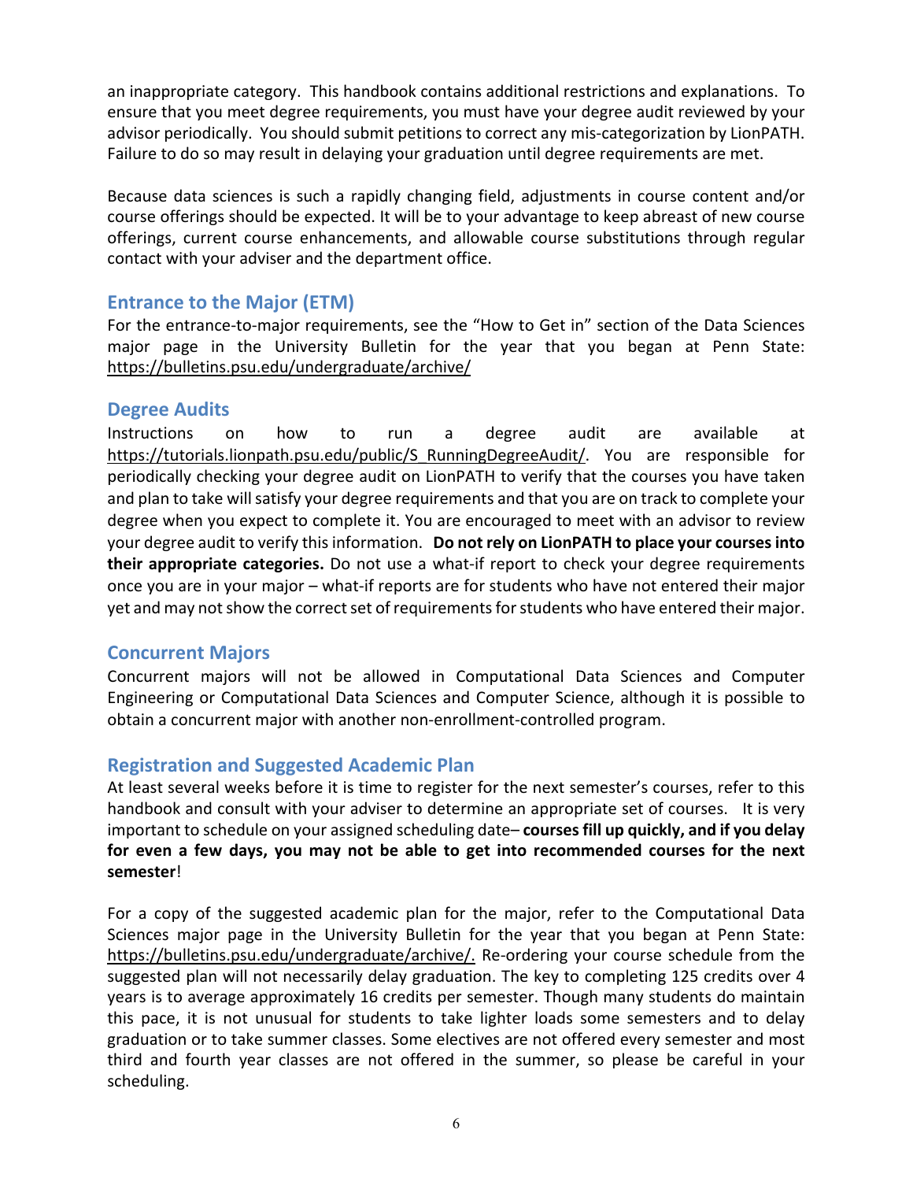an inappropriate category. This handbook contains additional restrictions and explanations. To ensure that you meet degree requirements, you must have your degree audit reviewed by your advisor periodically. You should submit petitions to correct any mis-categorization by LionPATH. Failure to do so may result in delaying your graduation until degree requirements are met.

Because data sciences is such a rapidly changing field, adjustments in course content and/or course offerings should be expected. It will be to your advantage to keep abreast of new course offerings, current course enhancements, and allowable course substitutions through regular contact with your adviser and the department office.

## Entrance to the Major (ETM)

For the entrance-to-major requirements, see the "How to Get in" section of the Data Sciences major page in the University Bulletin for the year that you began at Penn State: https://bulletins.psu.edu/undergraduate/archive/

## Degree Audits

Instructions on how to run a degree audit are available at https://tutorials.lionpath.psu.edu/public/S_RunningDegreeAudit/. You are responsible for periodically checking your degree audit on LionPATH to verify that the courses you have taken and plan to take will satisfy your degree requirements and that you are on track to complete your degree when you expect to complete it. You are encouraged to meet with an advisor to review your degree audit to verify this information. **Do not rely on LionPATH to place your courses into their appropriate categories.** Do not use a what-if report to check your degree requirements once you are in your major – what-if reports are for students who have not entered their major yet and may not show the correct set of requirements for students who have entered their major.

## Concurrent Majors

Concurrent majors will not be allowed in Computational Data Sciences and Computer Engineering or Computational Data Sciences and Computer Science, although it is possible to obtain a concurrent major with another non-enrollment-controlled program.

## Registration and Suggested Academic Plan

At least several weeks before it is time to register for the next semester's courses, refer to this handbook and consult with your adviser to determine an appropriate set of courses. It is very important to schedule on your assigned scheduling date– **courses fill up quickly, and if you delay for even a few days, you may not be able to get into recommended courses for the next semester**!

For a copy of the suggested academic plan for the major, refer to the Computational Data Sciences major page in the University Bulletin for the year that you began at Penn State: https://bulletins.psu.edu/undergraduate/archive/. Re-ordering your course schedule from the suggested plan will not necessarily delay graduation. The key to completing 125 credits over 4 years is to average approximately 16 credits per semester. Though many students do maintain this pace, it is not unusual for students to take lighter loads some semesters and to delay graduation or to take summer classes. Some electives are not offered every semester and most third and fourth year classes are not offered in the summer, so please be careful in your scheduling.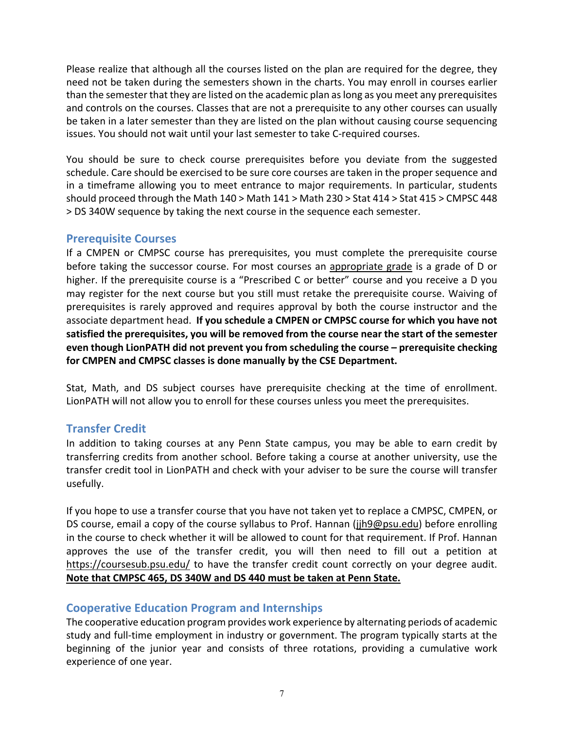Please realize that although all the courses listed on the plan are required for the degree, they need not be taken during the semesters shown in the charts. You may enroll in courses earlier than the semester that they are listed on the academic plan as long as you meet any prerequisites and controls on the courses. Classes that are not a prerequisite to any other courses can usually be taken in a later semester than they are listed on the plan without causing course sequencing issues. You should not wait until your last semester to take C-required courses.

You should be sure to check course prerequisites before you deviate from the suggested schedule. Care should be exercised to be sure core courses are taken in the proper sequence and in a timeframe allowing you to meet entrance to major requirements. In particular, students should proceed through the Math 140 > Math 141 > Math 230 > Stat 414 > Stat 415 > CMPSC 448 > DS 340W sequence by taking the next course in the sequence each semester.

## Prerequisite Courses

If a CMPEN or CMPSC course has prerequisites, you must complete the prerequisite course before taking the successor course. For most courses an appropriate grade is a grade of D or higher. If the prerequisite course is a "Prescribed C or better" course and you receive a D you may register for the next course but you still must retake the prerequisite course. Waiving of prerequisites is rarely approved and requires approval by both the course instructor and the associate department head. **If you schedule a CMPEN or CMPSC course for which you have not satisfied the prerequisites, you will be removed from the course near the start of the semester even though LionPATH did not prevent you from scheduling the course – prerequisite checking for CMPEN and CMPSC classes is done manually by the CSE Department.**

Stat, Math, and DS subject courses have prerequisite checking at the time of enrollment. LionPATH will not allow you to enroll for these courses unless you meet the prerequisites.

## Transfer Credit

In addition to taking courses at any Penn State campus, you may be able to earn credit by transferring credits from another school. Before taking a course at another university, use the transfer credit tool in LionPATH and check with your adviser to be sure the course will transfer usefully.

If you hope to use a transfer course that you have not taken yet to replace a CMPSC, CMPEN, or DS course, email a copy of the course syllabus to Prof. Hannan (jjh9@psu.edu) before enrolling in the course to check whether it will be allowed to count for that requirement. If Prof. Hannan approves the use of the transfer credit, you will then need to fill out a petition at https://coursesub.psu.edu/ to have the transfer credit count correctly on your degree audit. **Note that CMPSC 465, DS 340W and DS 440 must be taken at Penn State.**

## Cooperative Education Program and Internships

The cooperative education program provides work experience by alternating periods of academic study and full-time employment in industry or government. The program typically starts at the beginning of the junior year and consists of three rotations, providing a cumulative work experience of one year.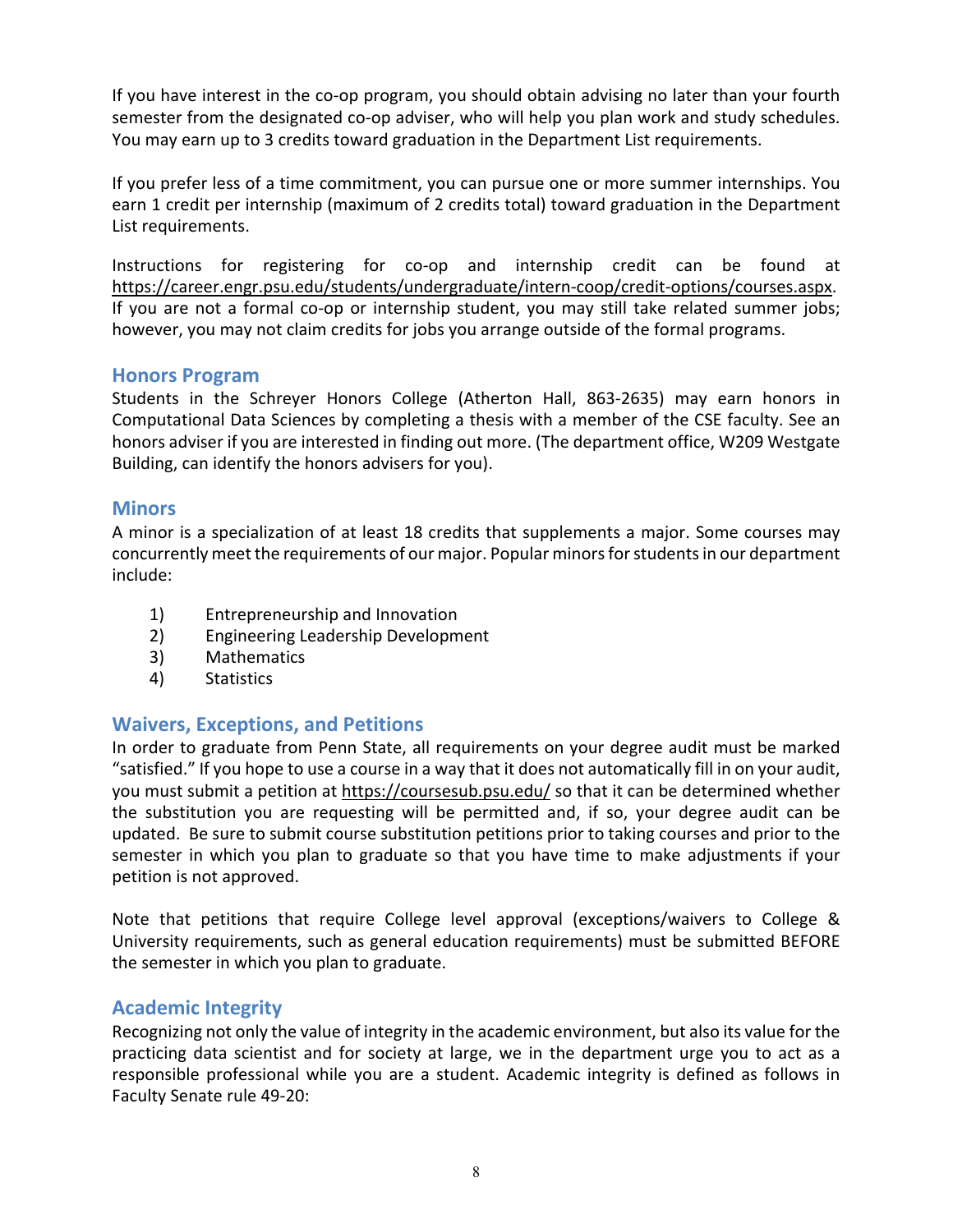If you have interest in the co-op program, you should obtain advising no later than your fourth semester from the designated co-op adviser, who will help you plan work and study schedules. You may earn up to 3 credits toward graduation in the Department List requirements.

If you prefer less of a time commitment, you can pursue one or more summer internships. You earn 1 credit per internship (maximum of 2 credits total) toward graduation in the Department List requirements.

Instructions for registering for co-op and internship credit can be found at https://career.engr.psu.edu/students/undergraduate/intern-coop/credit-options/courses.aspx. If you are not a formal co-op or internship student, you may still take related summer jobs; however, you may not claim credits for jobs you arrange outside of the formal programs.

## Honors Program

Students in the Schreyer Honors College (Atherton Hall, 863-2635) may earn honors in Computational Data Sciences by completing a thesis with a member of the CSE faculty. See an honors adviser if you are interested in finding out more. (The department office, W209 Westgate Building, can identify the honors advisers for you).

## Minors

A minor is a specialization of at least 18 credits that supplements a major. Some courses may concurrently meet the requirements of our major. Popular minors for students in our department include:

1) Entrepreneurship and Innovation
2) Engineering Leadership Development
3) Mathematics
4) Statistics

## Waivers, Exceptions, and Petitions

In order to graduate from Penn State, all requirements on your degree audit must be marked "satisfied." If you hope to use a course in a way that it does not automatically fill in on your audit, you must submit a petition at https://coursesub.psu.edu/ so that it can be determined whether the substitution you are requesting will be permitted and, if so, your degree audit can be updated. Be sure to submit course substitution petitions prior to taking courses and prior to the semester in which you plan to graduate so that you have time to make adjustments if your petition is not approved.

Note that petitions that require College level approval (exceptions/waivers to College & University requirements, such as general education requirements) must be submitted BEFORE the semester in which you plan to graduate.

## Academic Integrity

Recognizing not only the value of integrity in the academic environment, but also its value for the practicing data scientist and for society at large, we in the department urge you to act as a responsible professional while you are a student. Academic integrity is defined as follows in Faculty Senate rule 49-20: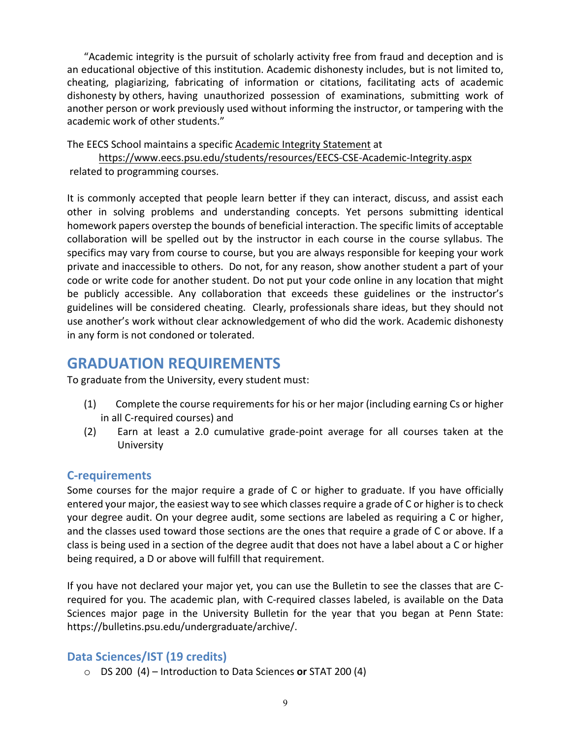"Academic integrity is the pursuit of scholarly activity free from fraud and deception and is an educational objective of this institution. Academic dishonesty includes, but is not limited to, cheating, plagiarizing, fabricating of information or citations, facilitating acts of academic dishonesty by others, having unauthorized possession of examinations, submitting work of another person or work previously used without informing the instructor, or tampering with the academic work of other students."

The EECS School maintains a specific Academic Integrity Statement at https://www.eecs.psu.edu/students/resources/EECS-CSE-Academic-Integrity.aspx related to programming courses.

It is commonly accepted that people learn better if they can interact, discuss, and assist each other in solving problems and understanding concepts. Yet persons submitting identical homework papers overstep the bounds of beneficial interaction. The specific limits of acceptable collaboration will be spelled out by the instructor in each course in the course syllabus. The specifics may vary from course to course, but you are always responsible for keeping your work private and inaccessible to others. Do not, for any reason, show another student a part of your code or write code for another student. Do not put your code online in any location that might be publicly accessible. Any collaboration that exceeds these guidelines or the instructor's guidelines will be considered cheating. Clearly, professionals share ideas, but they should not use another's work without clear acknowledgement of who did the work. Academic dishonesty in any form is not condoned or tolerated.

# GRADUATION REQUIREMENTS

To graduate from the University, every student must:

(1) Complete the course requirements for his or her major (including earning Cs or higher in all C-required courses) and

(2) Earn at least a 2.0 cumulative grade-point average for all courses taken at the University

## C-requirements

Some courses for the major require a grade of C or higher to graduate. If you have officially entered your major, the easiest way to see which classes require a grade of C or higher is to check your degree audit. On your degree audit, some sections are labeled as requiring a C or higher, and the classes used toward those sections are the ones that require a grade of C or above. If a class is being used in a section of the degree audit that does not have a label about a C or higher being required, a D or above will fulfill that requirement.

If you have not declared your major yet, you can use the Bulletin to see the classes that are C-required for you. The academic plan, with C-required classes labeled, is available on the Data Sciences major page in the University Bulletin for the year that you began at Penn State: https://bulletins.psu.edu/undergraduate/archive/.

## Data Sciences/IST (19 credits)

- DS 200 (4) – Introduction to Data Sciences **or** STAT 200 (4)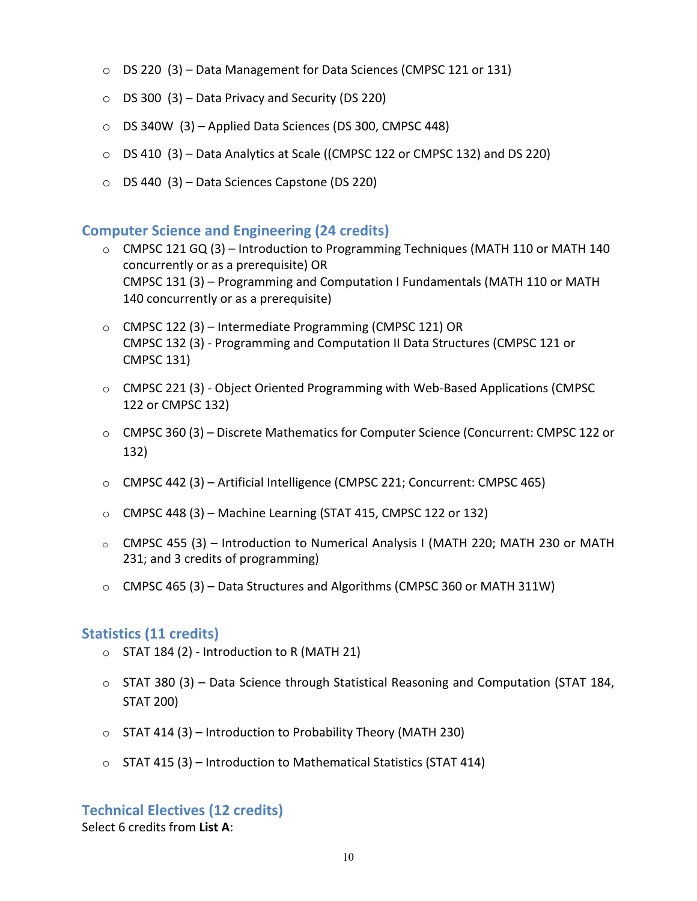- DS 220 (3) – Data Management for Data Sciences (CMPSC 121 or 131)
- DS 300 (3) – Data Privacy and Security (DS 220)
- DS 340W (3) – Applied Data Sciences (DS 300, CMPSC 448)
- DS 410 (3) – Data Analytics at Scale ((CMPSC 122 or CMPSC 132) and DS 220)
- DS 440 (3) – Data Sciences Capstone (DS 220)

## Computer Science and Engineering (24 credits)

- CMPSC 121 GQ (3) – Introduction to Programming Techniques (MATH 110 or MATH 140 concurrently or as a prerequisite) OR
  CMPSC 131 (3) – Programming and Computation I Fundamentals (MATH 110 or MATH 140 concurrently or as a prerequisite)
- CMPSC 122 (3) – Intermediate Programming (CMPSC 121) OR
  CMPSC 132 (3) - Programming and Computation II Data Structures (CMPSC 121 or CMPSC 131)
- CMPSC 221 (3) - Object Oriented Programming with Web-Based Applications (CMPSC 122 or CMPSC 132)
- CMPSC 360 (3) – Discrete Mathematics for Computer Science (Concurrent: CMPSC 122 or 132)
- CMPSC 442 (3) – Artificial Intelligence (CMPSC 221; Concurrent: CMPSC 465)
- CMPSC 448 (3) – Machine Learning (STAT 415, CMPSC 122 or 132)
- CMPSC 455 (3) – Introduction to Numerical Analysis I (MATH 220; MATH 230 or MATH 231; and 3 credits of programming)
- CMPSC 465 (3) – Data Structures and Algorithms (CMPSC 360 or MATH 311W)

## Statistics (11 credits)

- STAT 184 (2) - Introduction to R (MATH 21)
- STAT 380 (3) – Data Science through Statistical Reasoning and Computation (STAT 184, STAT 200)
- STAT 414 (3) – Introduction to Probability Theory (MATH 230)
- STAT 415 (3) – Introduction to Mathematical Statistics (STAT 414)

## Technical Electives (12 credits)

Select 6 credits from **List A**: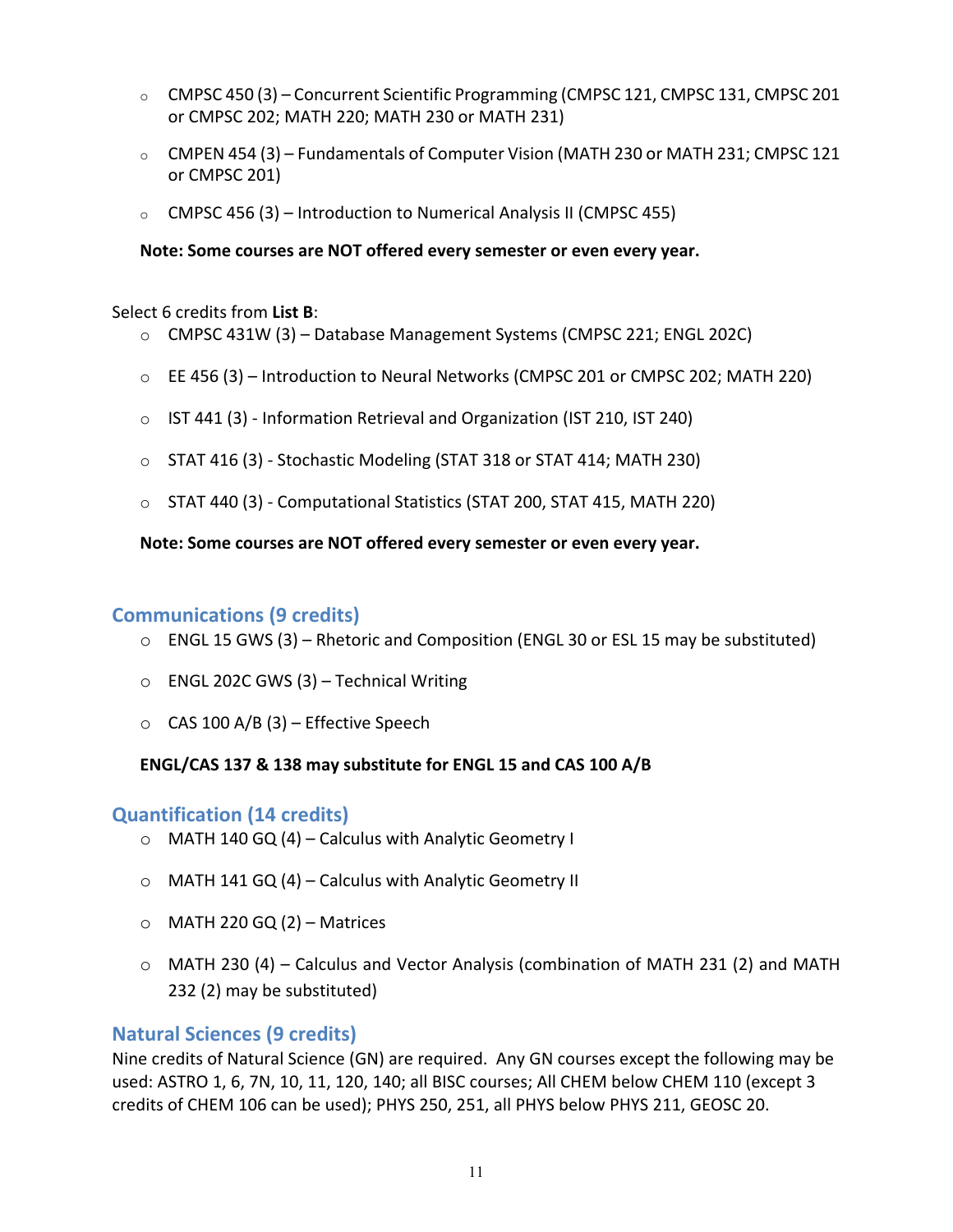- CMPSC 450 (3) – Concurrent Scientific Programming (CMPSC 121, CMPSC 131, CMPSC 201 or CMPSC 202; MATH 220; MATH 230 or MATH 231)
- CMPEN 454 (3) – Fundamentals of Computer Vision (MATH 230 or MATH 231; CMPSC 121 or CMPSC 201)
- CMPSC 456 (3) – Introduction to Numerical Analysis II (CMPSC 455)

**Note: Some courses are NOT offered every semester or even every year.**

Select 6 credits from **List B**:

- CMPSC 431W (3) – Database Management Systems (CMPSC 221; ENGL 202C)
- EE 456 (3) – Introduction to Neural Networks (CMPSC 201 or CMPSC 202; MATH 220)
- IST 441 (3) - Information Retrieval and Organization (IST 210, IST 240)
- STAT 416 (3) - Stochastic Modeling (STAT 318 or STAT 414; MATH 230)
- STAT 440 (3) - Computational Statistics (STAT 200, STAT 415, MATH 220)

**Note: Some courses are NOT offered every semester or even every year.**

## Communications (9 credits)

- ENGL 15 GWS (3) – Rhetoric and Composition (ENGL 30 or ESL 15 may be substituted)
- ENGL 202C GWS (3) – Technical Writing
- CAS 100 A/B (3) – Effective Speech

**ENGL/CAS 137 & 138 may substitute for ENGL 15 and CAS 100 A/B**

## Quantification (14 credits)

- MATH 140 GQ (4) – Calculus with Analytic Geometry I
- MATH 141 GQ (4) – Calculus with Analytic Geometry II
- MATH 220 GQ (2) – Matrices
- MATH 230 (4) – Calculus and Vector Analysis (combination of MATH 231 (2) and MATH 232 (2) may be substituted)

## Natural Sciences (9 credits)

Nine credits of Natural Science (GN) are required. Any GN courses except the following may be used: ASTRO 1, 6, 7N, 10, 11, 120, 140; all BISC courses; All CHEM below CHEM 110 (except 3 credits of CHEM 106 can be used); PHYS 250, 251, all PHYS below PHYS 211, GEOSC 20.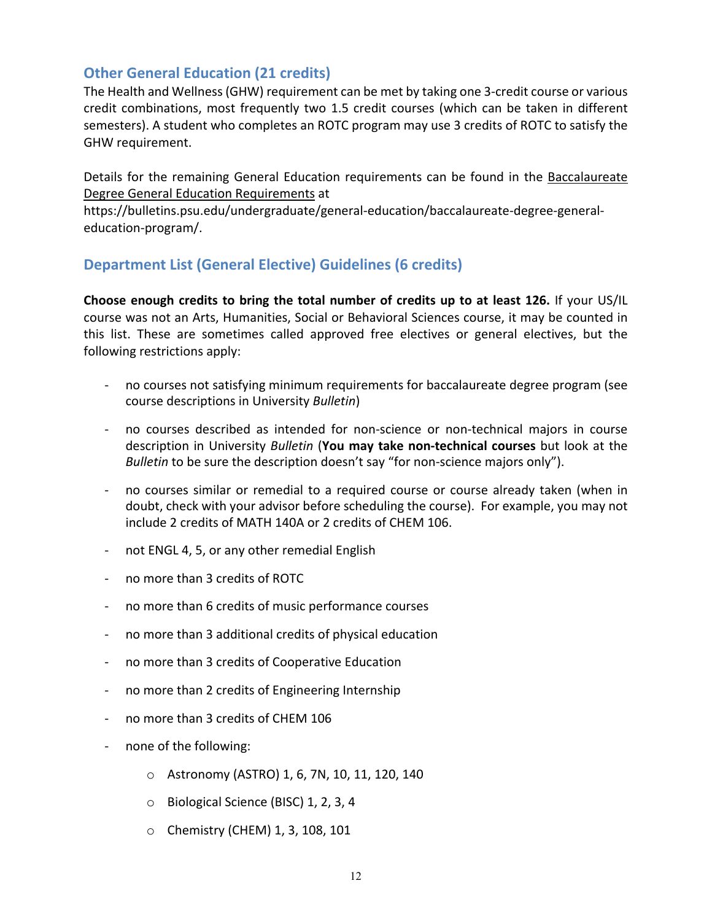## Other General Education (21 credits)

The Health and Wellness (GHW) requirement can be met by taking one 3-credit course or various credit combinations, most frequently two 1.5 credit courses (which can be taken in different semesters). A student who completes an ROTC program may use 3 credits of ROTC to satisfy the GHW requirement.

Details for the remaining General Education requirements can be found in the Baccalaureate Degree General Education Requirements at https://bulletins.psu.edu/undergraduate/general-education/baccalaureate-degree-general-education-program/.

## Department List (General Elective) Guidelines (6 credits)

**Choose enough credits to bring the total number of credits up to at least 126.** If your US/IL course was not an Arts, Humanities, Social or Behavioral Sciences course, it may be counted in this list. These are sometimes called approved free electives or general electives, but the following restrictions apply:

- no courses not satisfying minimum requirements for baccalaureate degree program (see course descriptions in University *Bulletin*)
- no courses described as intended for non-science or non-technical majors in course description in University *Bulletin* (**You may take non-technical courses** but look at the *Bulletin* to be sure the description doesn't say "for non-science majors only").
- no courses similar or remedial to a required course or course already taken (when in doubt, check with your advisor before scheduling the course). For example, you may not include 2 credits of MATH 140A or 2 credits of CHEM 106.
- not ENGL 4, 5, or any other remedial English
- no more than 3 credits of ROTC
- no more than 6 credits of music performance courses
- no more than 3 additional credits of physical education
- no more than 3 credits of Cooperative Education
- no more than 2 credits of Engineering Internship
- no more than 3 credits of CHEM 106
- none of the following:
  - Astronomy (ASTRO) 1, 6, 7N, 10, 11, 120, 140
  - Biological Science (BISC) 1, 2, 3, 4
  - Chemistry (CHEM) 1, 3, 108, 101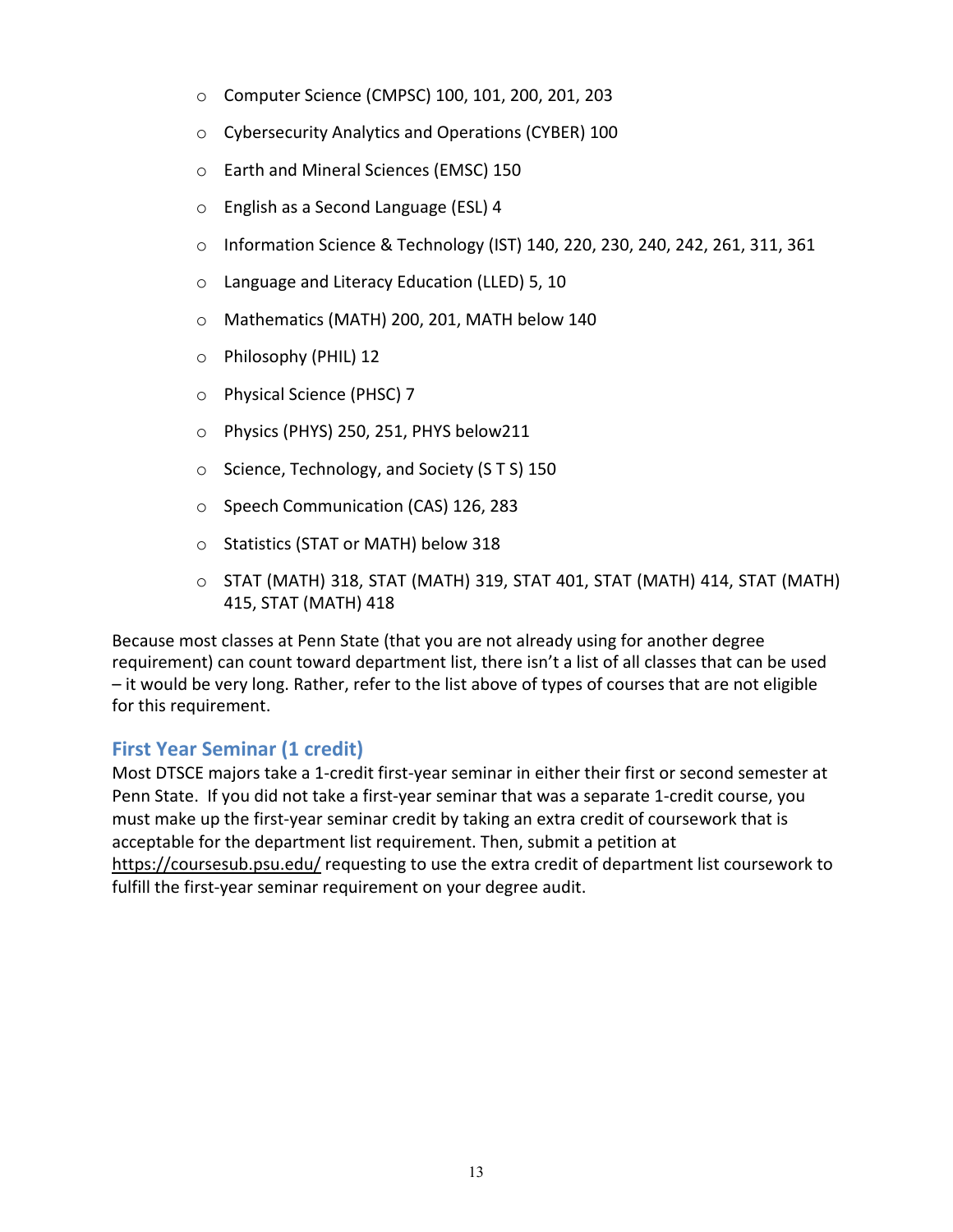- Computer Science (CMPSC) 100, 101, 200, 201, 203
- Cybersecurity Analytics and Operations (CYBER) 100
- Earth and Mineral Sciences (EMSC) 150
- English as a Second Language (ESL) 4
- Information Science & Technology (IST) 140, 220, 230, 240, 242, 261, 311, 361
- Language and Literacy Education (LLED) 5, 10
- Mathematics (MATH) 200, 201, MATH below 140
- Philosophy (PHIL) 12
- Physical Science (PHSC) 7
- Physics (PHYS) 250, 251, PHYS below211
- Science, Technology, and Society (S T S) 150
- Speech Communication (CAS) 126, 283
- Statistics (STAT or MATH) below 318
- STAT (MATH) 318, STAT (MATH) 319, STAT 401, STAT (MATH) 414, STAT (MATH) 415, STAT (MATH) 418

Because most classes at Penn State (that you are not already using for another degree requirement) can count toward department list, there isn't a list of all classes that can be used – it would be very long. Rather, refer to the list above of types of courses that are not eligible for this requirement.

## First Year Seminar (1 credit)

Most DTSCE majors take a 1-credit first-year seminar in either their first or second semester at Penn State. If you did not take a first-year seminar that was a separate 1-credit course, you must make up the first-year seminar credit by taking an extra credit of coursework that is acceptable for the department list requirement. Then, submit a petition at https://coursesub.psu.edu/ requesting to use the extra credit of department list coursework to fulfill the first-year seminar requirement on your degree audit.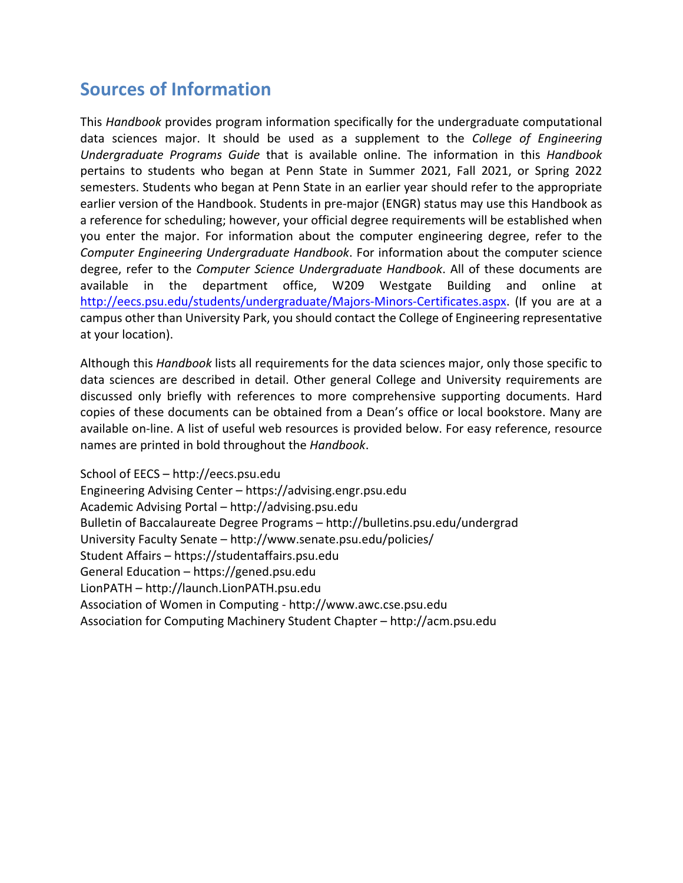## Sources of Information

This *Handbook* provides program information specifically for the undergraduate computational data sciences major. It should be used as a supplement to the *College of Engineering Undergraduate Programs Guide* that is available online. The information in this *Handbook* pertains to students who began at Penn State in Summer 2021, Fall 2021, or Spring 2022 semesters. Students who began at Penn State in an earlier year should refer to the appropriate earlier version of the Handbook. Students in pre-major (ENGR) status may use this Handbook as a reference for scheduling; however, your official degree requirements will be established when you enter the major. For information about the computer engineering degree, refer to the *Computer Engineering Undergraduate Handbook*. For information about the computer science degree, refer to the *Computer Science Undergraduate Handbook*. All of these documents are available in the department office, W209 Westgate Building and online at http://eecs.psu.edu/students/undergraduate/Majors-Minors-Certificates.aspx. (If you are at a campus other than University Park, you should contact the College of Engineering representative at your location).

Although this *Handbook* lists all requirements for the data sciences major, only those specific to data sciences are described in detail. Other general College and University requirements are discussed only briefly with references to more comprehensive supporting documents. Hard copies of these documents can be obtained from a Dean's office or local bookstore. Many are available on-line. A list of useful web resources is provided below. For easy reference, resource names are printed in bold throughout the *Handbook*.

School of EECS – http://eecs.psu.edu
Engineering Advising Center – https://advising.engr.psu.edu
Academic Advising Portal – http://advising.psu.edu
Bulletin of Baccalaureate Degree Programs – http://bulletins.psu.edu/undergrad
University Faculty Senate – http://www.senate.psu.edu/policies/
Student Affairs – https://studentaffairs.psu.edu
General Education – https://gened.psu.edu
LionPATH – http://launch.LionPATH.psu.edu
Association of Women in Computing - http://www.awc.cse.psu.edu
Association for Computing Machinery Student Chapter – http://acm.psu.edu